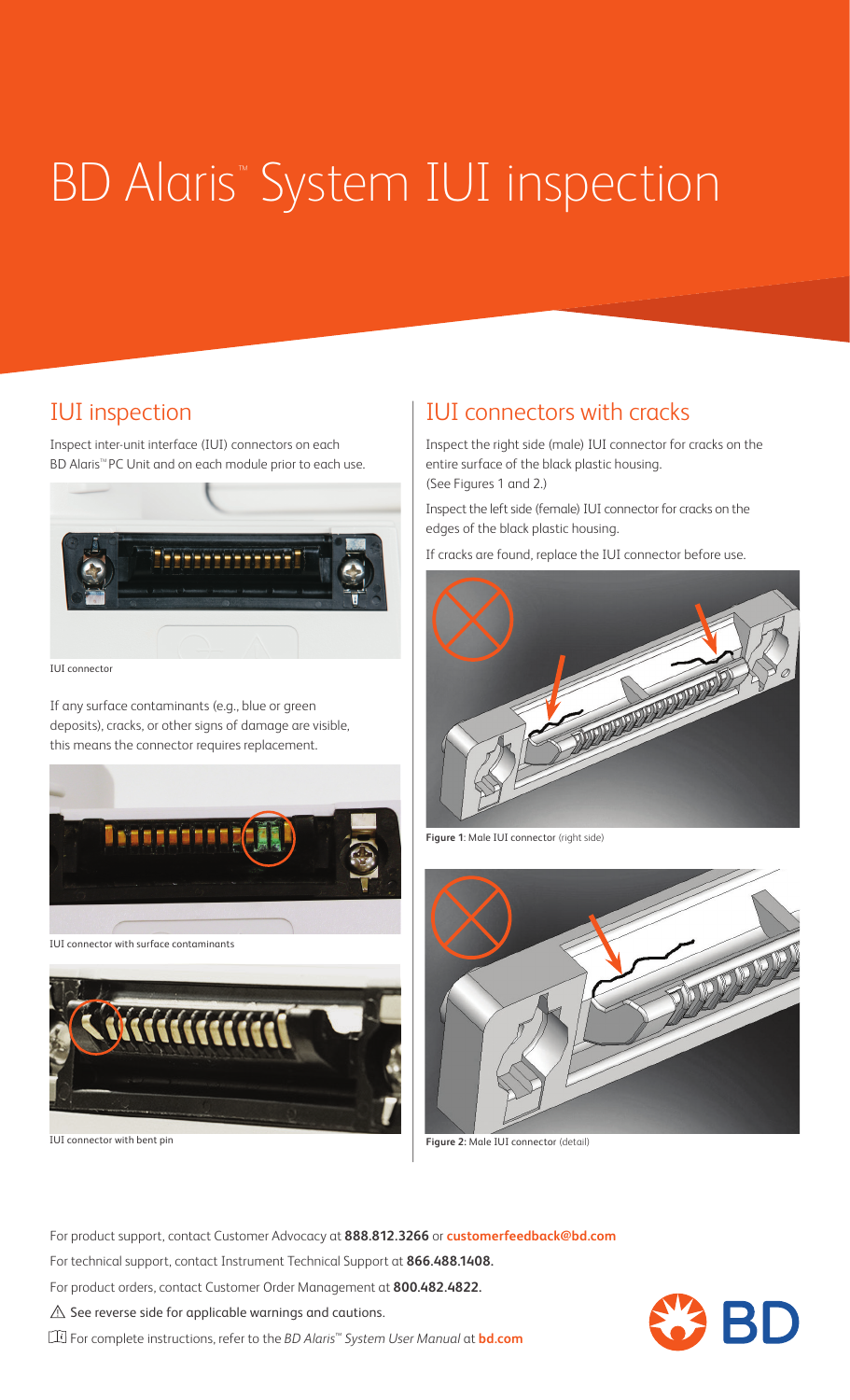# BD Alaris™ System IUI inspection

## IUI inspection

Inspect inter-unit interface (IUI) connectors on each BD Alaris™ PC Unit and on each module prior to each use.

IUI connector

If any surface contaminants (e.g., blue or green deposits), cracks, or other signs of damage are visible, this means the connector requires replacement.

IUI connector with surface contaminants

IUI connector with bent pin

## IUI connectors with cracks

Inspect the right side (male) IUI connector for cracks on the entire surface of the black plastic housing. (See Figures 1 and 2.)

Inspect the left side (female) IUI connector for cracks on the edges of the black plastic housing.

If cracks are found, replace the IUI connector before use.

**Figure 1**: Male IUI connector (right side)

**Figure 2**: Male IUI connector (detail)

For product support, contact Customer Advocacy at **888.812.3266** or **customerfeedback@bd.com**

For technical support, contact Instrument Technical Support at **866.488.1408.**

For product orders, contact Customer Order Management at **800.482.4822.**

⚠ See reverse side for applicable warnings and cautions.

For complete instructions, refer to the *BD Alaris™ System User Manual* at **bd.com**

BD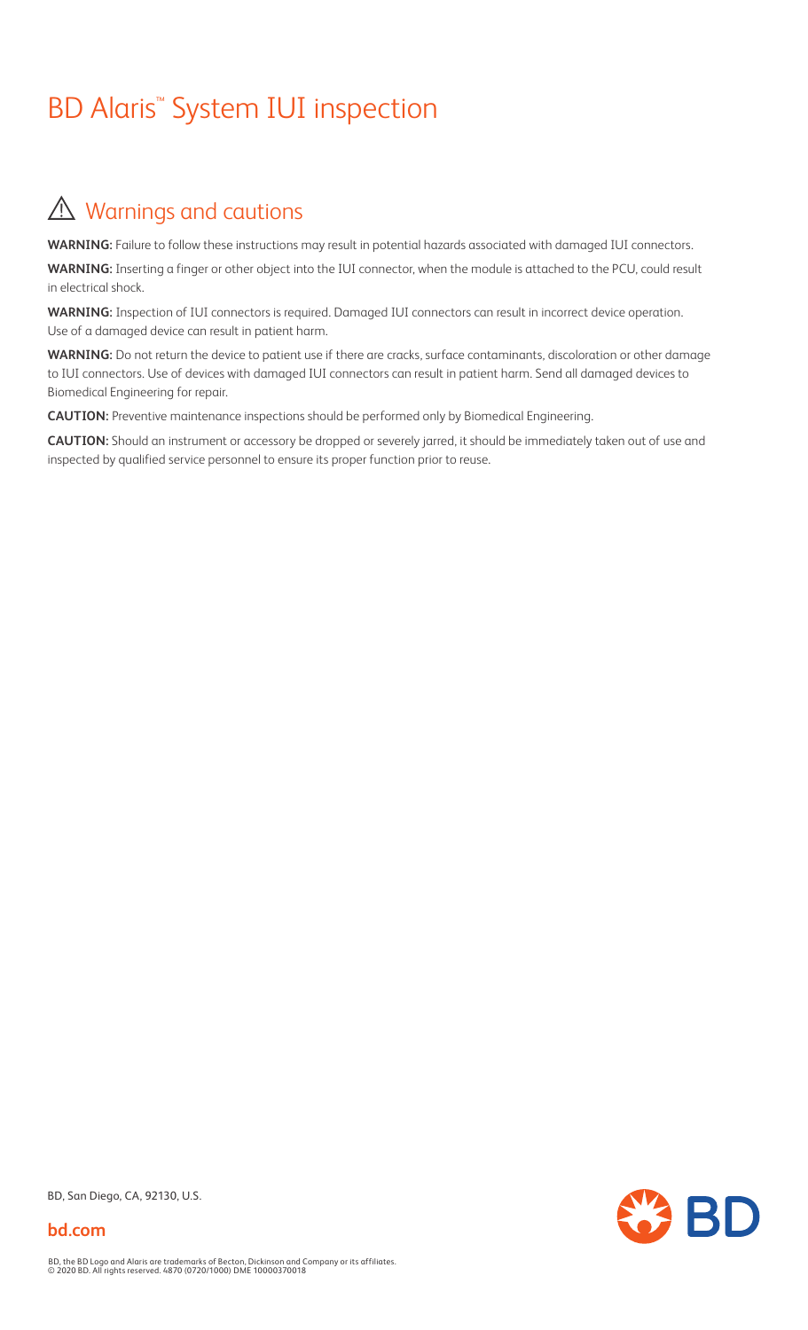# BD Alaris™ System IUI inspection

## ⚠ Warnings and cautions

**WARNING:** Failure to follow these instructions may result in potential hazards associated with damaged IUI connectors.

**WARNING:** Inserting a finger or other object into the IUI connector, when the module is attached to the PCU, could result in electrical shock.

**WARNING:** Inspection of IUI connectors is required. Damaged IUI connectors can result in incorrect device operation. Use of a damaged device can result in patient harm.

**WARNING:** Do not return the device to patient use if there are cracks, surface contaminants, discoloration or other damage to IUI connectors. Use of devices with damaged IUI connectors can result in patient harm. Send all damaged devices to Biomedical Engineering for repair.

**CAUTION:** Preventive maintenance inspections should be performed only by Biomedical Engineering.

**CAUTION:** Should an instrument or accessory be dropped or severely jarred, it should be immediately taken out of use and inspected by qualified service personnel to ensure its proper function prior to reuse.

BD, San Diego, CA, 92130, U.S.

**bd.com**

BD, the BD Logo and Alaris are trademarks of Becton, Dickinson and Company or its affiliates.
© 2020 BD. All rights reserved. 4870 (0720/1000) DME 10000370018